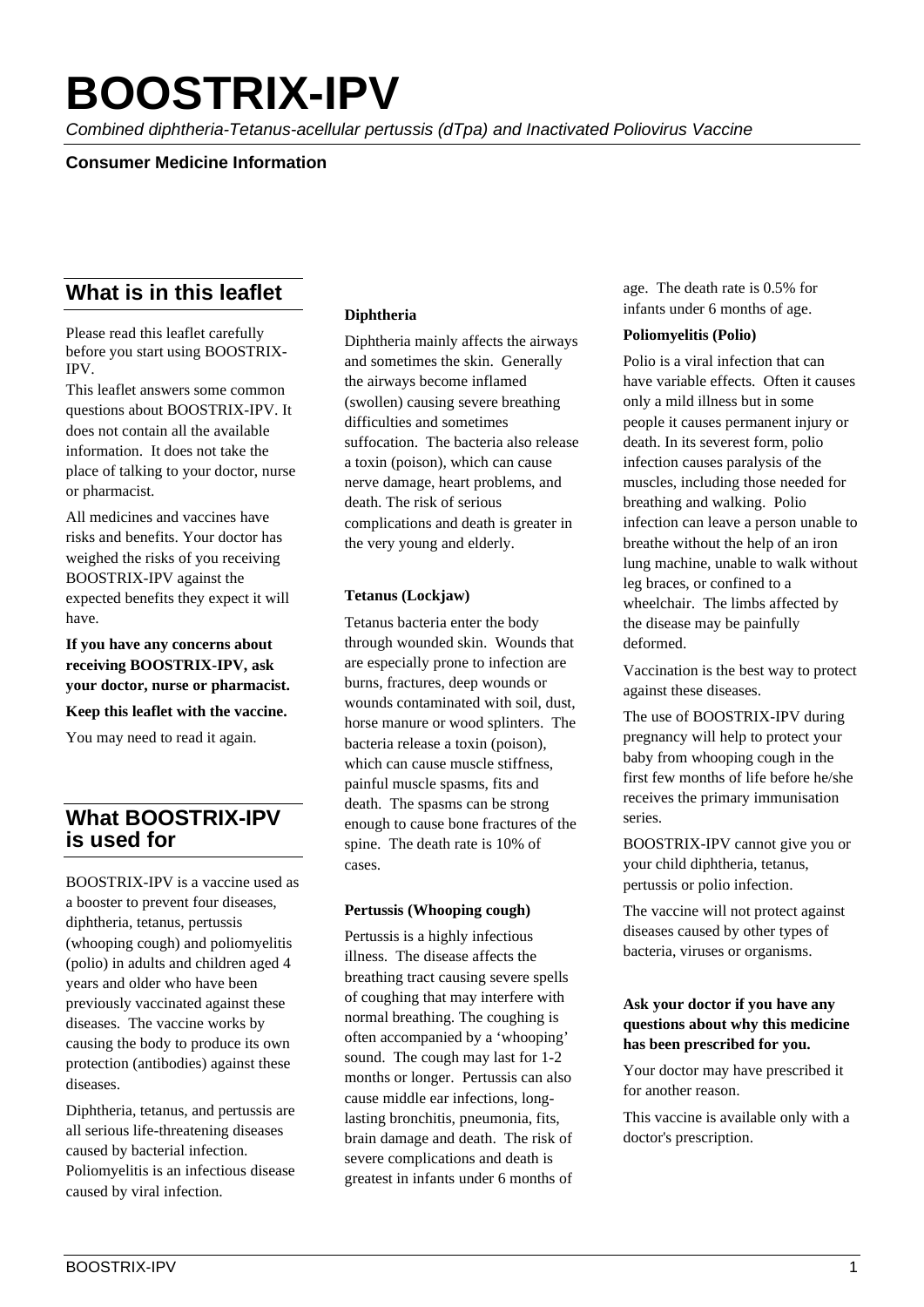# BOOSTRIX-IPV

*Combined diphtheria-Tetanus-acellular pertussis (dTpa) and Inactivated Poliovirus Vaccine*

**Consumer Medicine Information**

## What is in this leaflet

Please read this leaflet carefully before you start using BOOSTRIX-IPV.

This leaflet answers some common questions about BOOSTRIX-IPV. It does not contain all the available information. It does not take the place of talking to your doctor, nurse or pharmacist.

All medicines and vaccines have risks and benefits. Your doctor has weighed the risks of you receiving BOOSTRIX-IPV against the expected benefits they expect it will have.

**If you have any concerns about receiving BOOSTRIX-IPV, ask your doctor, nurse or pharmacist.**

**Keep this leaflet with the vaccine.**

You may need to read it again.

## What BOOSTRIX-IPV is used for

BOOSTRIX-IPV is a vaccine used as a booster to prevent four diseases, diphtheria, tetanus, pertussis (whooping cough) and poliomyelitis (polio) in adults and children aged 4 years and older who have been previously vaccinated against these diseases. The vaccine works by causing the body to produce its own protection (antibodies) against these diseases.

Diphtheria, tetanus, and pertussis are all serious life-threatening diseases caused by bacterial infection. Poliomyelitis is an infectious disease caused by viral infection.

**Diphtheria**

Diphtheria mainly affects the airways and sometimes the skin. Generally the airways become inflamed (swollen) causing severe breathing difficulties and sometimes suffocation. The bacteria also release a toxin (poison), which can cause nerve damage, heart problems, and death. The risk of serious complications and death is greater in the very young and elderly.

**Tetanus (Lockjaw)**

Tetanus bacteria enter the body through wounded skin. Wounds that are especially prone to infection are burns, fractures, deep wounds or wounds contaminated with soil, dust, horse manure or wood splinters. The bacteria release a toxin (poison), which can cause muscle stiffness, painful muscle spasms, fits and death. The spasms can be strong enough to cause bone fractures of the spine. The death rate is 10% of cases.

**Pertussis (Whooping cough)**

Pertussis is a highly infectious illness. The disease affects the breathing tract causing severe spells of coughing that may interfere with normal breathing. The coughing is often accompanied by a 'whooping' sound. The cough may last for 1-2 months or longer. Pertussis can also cause middle ear infections, long-lasting bronchitis, pneumonia, fits, brain damage and death. The risk of severe complications and death is greatest in infants under 6 months of age. The death rate is 0.5% for infants under 6 months of age.

**Poliomyelitis (Polio)**

Polio is a viral infection that can have variable effects. Often it causes only a mild illness but in some people it causes permanent injury or death. In its severest form, polio infection causes paralysis of the muscles, including those needed for breathing and walking. Polio infection can leave a person unable to breathe without the help of an iron lung machine, unable to walk without leg braces, or confined to a wheelchair. The limbs affected by the disease may be painfully deformed.

Vaccination is the best way to protect against these diseases.

The use of BOOSTRIX-IPV during pregnancy will help to protect your baby from whooping cough in the first few months of life before he/she receives the primary immunisation series.

BOOSTRIX-IPV cannot give you or your child diphtheria, tetanus, pertussis or polio infection.

The vaccine will not protect against diseases caused by other types of bacteria, viruses or organisms.

**Ask your doctor if you have any questions about why this medicine has been prescribed for you.**

Your doctor may have prescribed it for another reason.

This vaccine is available only with a doctor's prescription.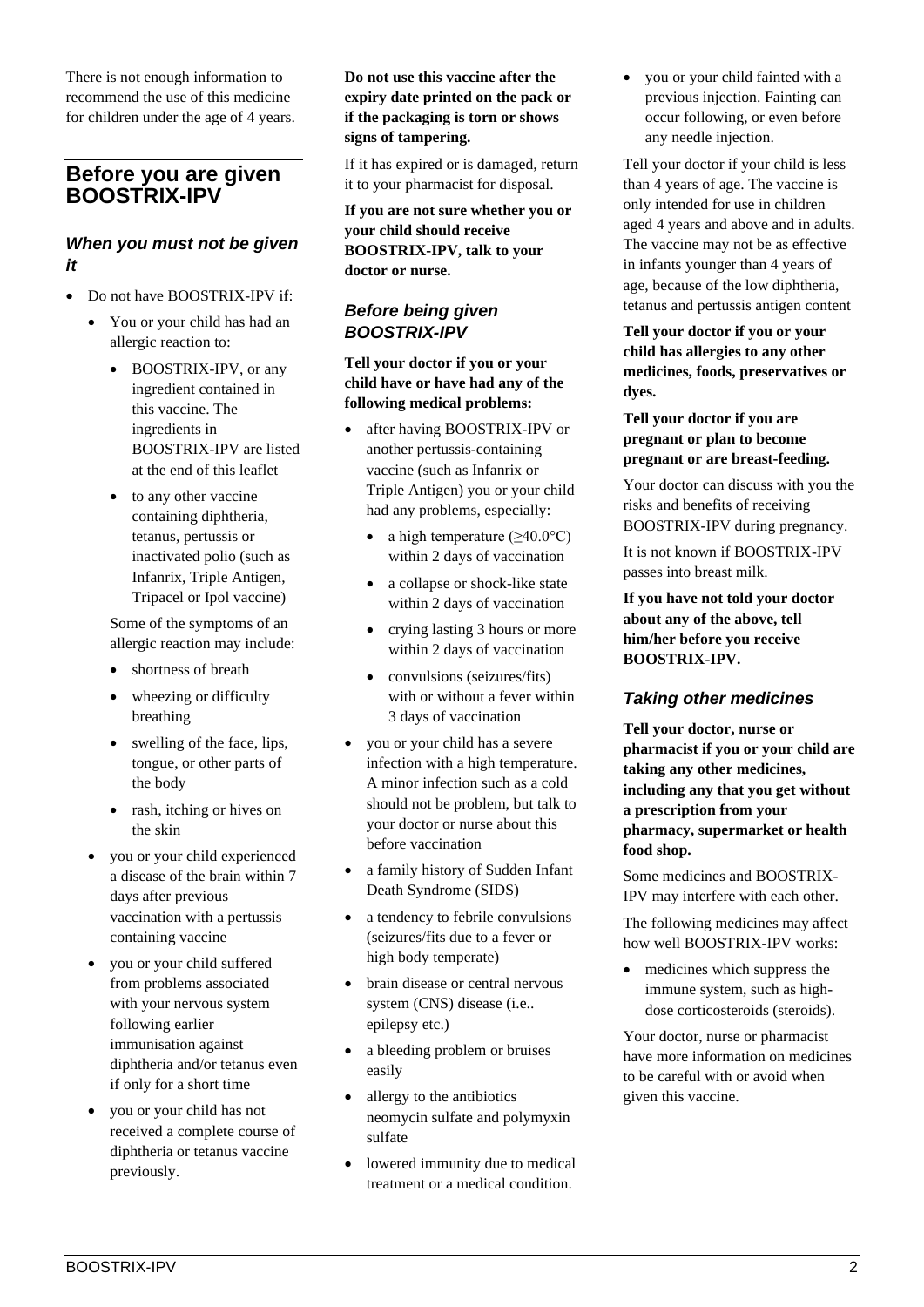There is not enough information to recommend the use of this medicine for children under the age of 4 years.

## Before you are given BOOSTRIX-IPV

### When you must not be given it

- Do not have BOOSTRIX-IPV if:
  - You or your child has had an allergic reaction to:
    - BOOSTRIX-IPV, or any ingredient contained in this vaccine. The ingredients in BOOSTRIX-IPV are listed at the end of this leaflet
    - to any other vaccine containing diphtheria, tetanus, pertussis or inactivated polio (such as Infanrix, Triple Antigen, Tripacel or Ipol vaccine)

    Some of the symptoms of an allergic reaction may include:

    - shortness of breath
    - wheezing or difficulty breathing
    - swelling of the face, lips, tongue, or other parts of the body
    - rash, itching or hives on the skin
  - you or your child experienced a disease of the brain within 7 days after previous vaccination with a pertussis containing vaccine
  - you or your child suffered from problems associated with your nervous system following earlier immunisation against diphtheria and/or tetanus even if only for a short time
  - you or your child has not received a complete course of diphtheria or tetanus vaccine previously.

**Do not use this vaccine after the expiry date printed on the pack or if the packaging is torn or shows signs of tampering.**

If it has expired or is damaged, return it to your pharmacist for disposal.

**If you are not sure whether you or your child should receive BOOSTRIX-IPV, talk to your doctor or nurse.**

### Before being given BOOSTRIX-IPV

**Tell your doctor if you or your child have or have had any of the following medical problems:**

- after having BOOSTRIX-IPV or another pertussis-containing vaccine (such as Infanrix or Triple Antigen) you or your child had any problems, especially:
  - a high temperature (≥40.0°C) within 2 days of vaccination
  - a collapse or shock-like state within 2 days of vaccination
  - crying lasting 3 hours or more within 2 days of vaccination
  - convulsions (seizures/fits) with or without a fever within 3 days of vaccination
- you or your child has a severe infection with a high temperature. A minor infection such as a cold should not be problem, but talk to your doctor or nurse about this before vaccination
- a family history of Sudden Infant Death Syndrome (SIDS)
- a tendency to febrile convulsions (seizures/fits due to a fever or high body temperate)
- brain disease or central nervous system (CNS) disease (i.e.. epilepsy etc.)
- a bleeding problem or bruises easily
- allergy to the antibiotics neomycin sulfate and polymyxin sulfate
- lowered immunity due to medical treatment or a medical condition.
- you or your child fainted with a previous injection. Fainting can occur following, or even before any needle injection.

Tell your doctor if your child is less than 4 years of age. The vaccine is only intended for use in children aged 4 years and above and in adults. The vaccine may not be as effective in infants younger than 4 years of age, because of the low diphtheria, tetanus and pertussis antigen content

**Tell your doctor if you or your child has allergies to any other medicines, foods, preservatives or dyes.**

**Tell your doctor if you are pregnant or plan to become pregnant or are breast-feeding.**

Your doctor can discuss with you the risks and benefits of receiving BOOSTRIX-IPV during pregnancy.

It is not known if BOOSTRIX-IPV passes into breast milk.

**If you have not told your doctor about any of the above, tell him/her before you receive BOOSTRIX-IPV.**

### Taking other medicines

**Tell your doctor, nurse or pharmacist if you or your child are taking any other medicines, including any that you get without a prescription from your pharmacy, supermarket or health food shop.**

Some medicines and BOOSTRIX-IPV may interfere with each other.

The following medicines may affect how well BOOSTRIX-IPV works:

- medicines which suppress the immune system, such as high-dose corticosteroids (steroids).

Your doctor, nurse or pharmacist have more information on medicines to be careful with or avoid when given this vaccine.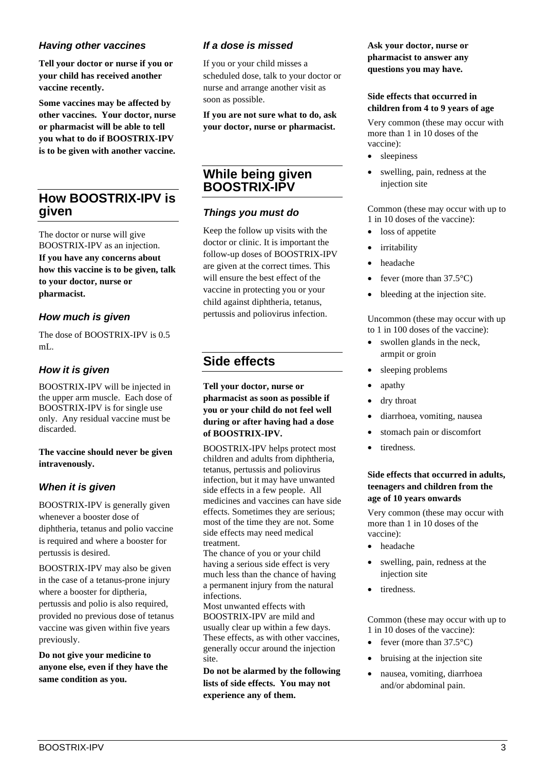### *Having other vaccines*

**Tell your doctor or nurse if you or your child has received another vaccine recently.**

**Some vaccines may be affected by other vaccines. Your doctor, nurse or pharmacist will be able to tell you what to do if BOOSTRIX-IPV is to be given with another vaccine.**

## How BOOSTRIX-IPV is given

The doctor or nurse will give BOOSTRIX-IPV as an injection.

**If you have any concerns about how this vaccine is to be given, talk to your doctor, nurse or pharmacist.**

### *How much is given*

The dose of BOOSTRIX-IPV is 0.5 mL.

### *How it is given*

BOOSTRIX-IPV will be injected in the upper arm muscle. Each dose of BOOSTRIX-IPV is for single use only. Any residual vaccine must be discarded.

**The vaccine should never be given intravenously.**

### *When it is given*

BOOSTRIX-IPV is generally given whenever a booster dose of diphtheria, tetanus and polio vaccine is required and where a booster for pertussis is desired.

BOOSTRIX-IPV may also be given in the case of a tetanus-prone injury where a booster for diptheria, pertussis and polio is also required, provided no previous dose of tetanus vaccine was given within five years previously.

**Do not give your medicine to anyone else, even if they have the same condition as you.**

### *If a dose is missed*

If you or your child misses a scheduled dose, talk to your doctor or nurse and arrange another visit as soon as possible.

**If you are not sure what to do, ask your doctor, nurse or pharmacist.**

## While being given BOOSTRIX-IPV

### *Things you must do*

Keep the follow up visits with the doctor or clinic. It is important the follow-up doses of BOOSTRIX-IPV are given at the correct times. This will ensure the best effect of the vaccine in protecting you or your child against diphtheria, tetanus, pertussis and poliovirus infection.

## Side effects

**Tell your doctor, nurse or pharmacist as soon as possible if you or your child do not feel well during or after having had a dose of BOOSTRIX-IPV.**

BOOSTRIX-IPV helps protect most children and adults from diphtheria, tetanus, pertussis and poliovirus infection, but it may have unwanted side effects in a few people. All medicines and vaccines can have side effects. Sometimes they are serious; most of the time they are not. Some side effects may need medical treatment.
The chance of you or your child having a serious side effect is very much less than the chance of having a permanent injury from the natural infections.
Most unwanted effects with BOOSTRIX-IPV are mild and usually clear up within a few days. These effects, as with other vaccines, generally occur around the injection site.

**Do not be alarmed by the following lists of side effects. You may not experience any of them.**

**Ask your doctor, nurse or pharmacist to answer any questions you may have.**

**Side effects that occurred in children from 4 to 9 years of age**

Very common (these may occur with more than 1 in 10 doses of the vaccine):

- sleepiness
- swelling, pain, redness at the injection site

Common (these may occur with up to 1 in 10 doses of the vaccine):

- loss of appetite
- irritability
- headache
- fever (more than 37.5°C)
- bleeding at the injection site.

Uncommon (these may occur with up to 1 in 100 doses of the vaccine):

- swollen glands in the neck, armpit or groin
- sleeping problems
- apathy
- dry throat
- diarrhoea, vomiting, nausea
- stomach pain or discomfort
- tiredness.

**Side effects that occurred in adults, teenagers and children from the age of 10 years onwards**

Very common (these may occur with more than 1 in 10 doses of the vaccine):

- headache
- swelling, pain, redness at the injection site
- tiredness.

Common (these may occur with up to 1 in 10 doses of the vaccine):

- fever (more than 37.5°C)
- bruising at the injection site
- nausea, vomiting, diarrhoea and/or abdominal pain.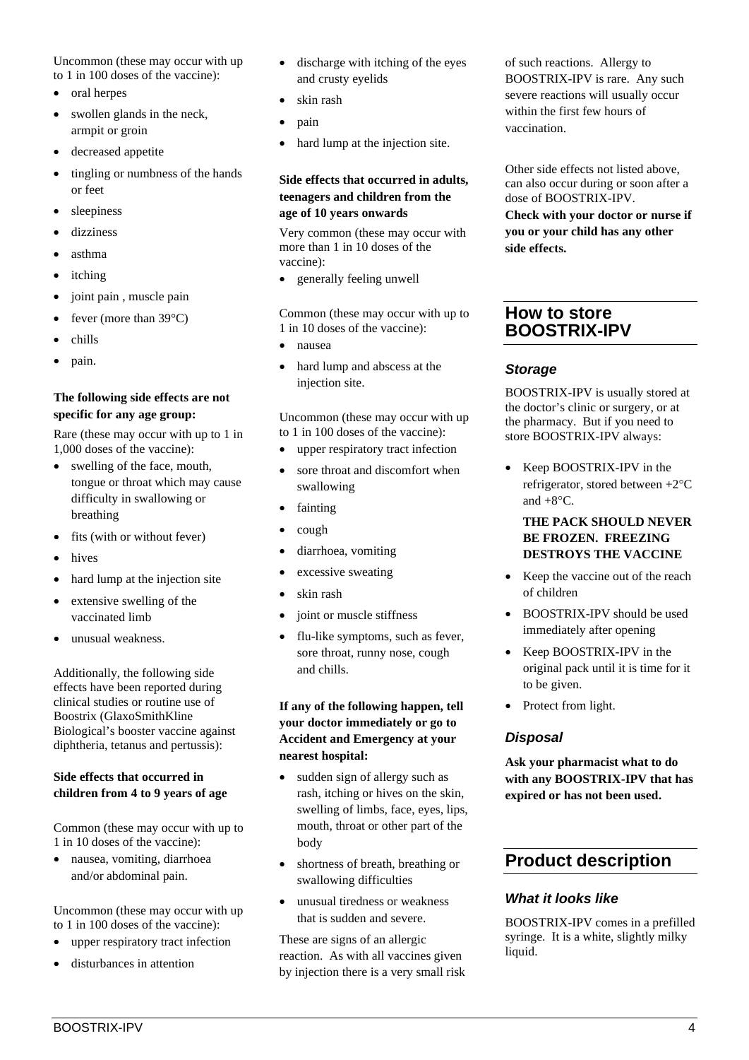Uncommon (these may occur with up to 1 in 100 doses of the vaccine):

- oral herpes
- swollen glands in the neck, armpit or groin
- decreased appetite
- tingling or numbness of the hands or feet
- sleepiness
- dizziness
- asthma
- itching
- joint pain , muscle pain
- fever (more than 39°C)
- chills
- pain.

**The following side effects are not specific for any age group:**

Rare (these may occur with up to 1 in 1,000 doses of the vaccine):

- swelling of the face, mouth, tongue or throat which may cause difficulty in swallowing or breathing
- fits (with or without fever)
- hives
- hard lump at the injection site
- extensive swelling of the vaccinated limb
- unusual weakness.

Additionally, the following side effects have been reported during clinical studies or routine use of Boostrix (GlaxoSmithKline Biological's booster vaccine against diphtheria, tetanus and pertussis):

**Side effects that occurred in children from 4 to 9 years of age**

Common (these may occur with up to 1 in 10 doses of the vaccine):

- nausea, vomiting, diarrhoea and/or abdominal pain.

Uncommon (these may occur with up to 1 in 100 doses of the vaccine):

- upper respiratory tract infection
- disturbances in attention
- discharge with itching of the eyes and crusty eyelids
- skin rash
- pain
- hard lump at the injection site.

**Side effects that occurred in adults, teenagers and children from the age of 10 years onwards**

Very common (these may occur with more than 1 in 10 doses of the vaccine):

- generally feeling unwell

Common (these may occur with up to 1 in 10 doses of the vaccine):

- nausea
- hard lump and abscess at the injection site.

Uncommon (these may occur with up to 1 in 100 doses of the vaccine):

- upper respiratory tract infection
- sore throat and discomfort when swallowing
- fainting
- cough
- diarrhoea, vomiting
- excessive sweating
- skin rash
- joint or muscle stiffness
- flu-like symptoms, such as fever, sore throat, runny nose, cough and chills.

**If any of the following happen, tell your doctor immediately or go to Accident and Emergency at your nearest hospital:**

- sudden sign of allergy such as rash, itching or hives on the skin, swelling of limbs, face, eyes, lips, mouth, throat or other part of the body
- shortness of breath, breathing or swallowing difficulties
- unusual tiredness or weakness that is sudden and severe.

These are signs of an allergic reaction. As with all vaccines given by injection there is a very small risk of such reactions. Allergy to BOOSTRIX-IPV is rare. Any such severe reactions will usually occur within the first few hours of vaccination.

Other side effects not listed above, can also occur during or soon after a dose of BOOSTRIX-IPV.

**Check with your doctor or nurse if you or your child has any other side effects.**

## How to store BOOSTRIX-IPV

### *Storage*

BOOSTRIX-IPV is usually stored at the doctor's clinic or surgery, or at the pharmacy. But if you need to store BOOSTRIX-IPV always:

- Keep BOOSTRIX-IPV in the refrigerator, stored between +2°C and +8°C.

  **THE PACK SHOULD NEVER BE FROZEN. FREEZING DESTROYS THE VACCINE**

- Keep the vaccine out of the reach of children
- BOOSTRIX-IPV should be used immediately after opening
- Keep BOOSTRIX-IPV in the original pack until it is time for it to be given.
- Protect from light.

### *Disposal*

**Ask your pharmacist what to do with any BOOSTRIX-IPV that has expired or has not been used.**

## Product description

### *What it looks like*

BOOSTRIX-IPV comes in a prefilled syringe. It is a white, slightly milky liquid.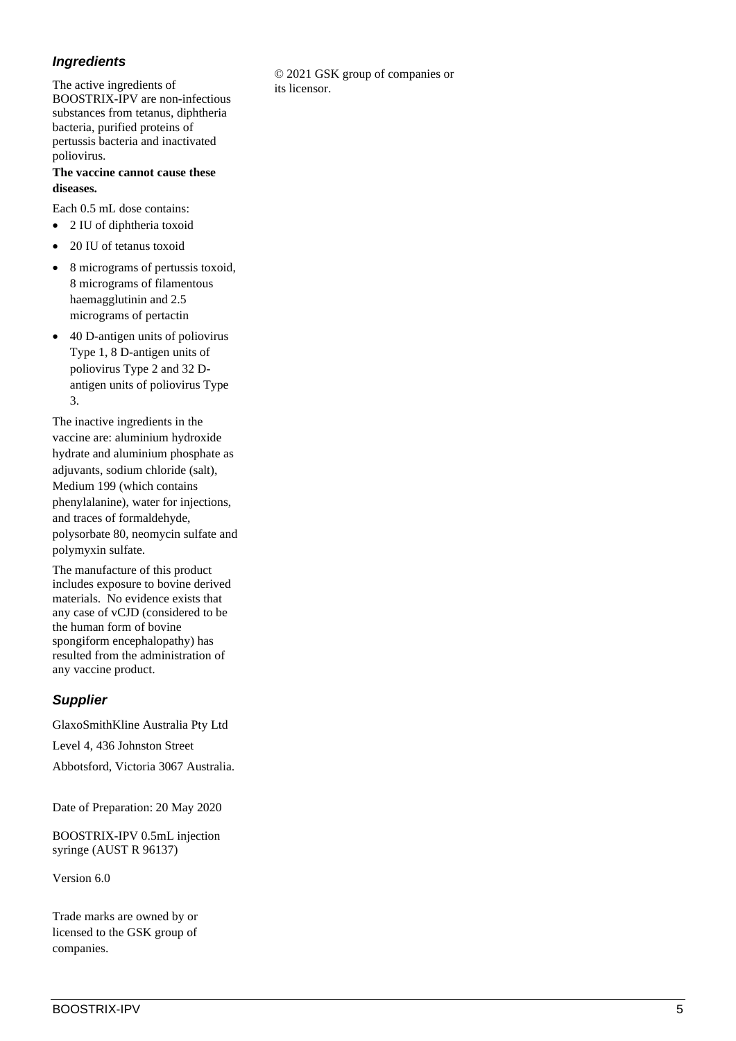### *Ingredients*

The active ingredients of BOOSTRIX-IPV are non-infectious substances from tetanus, diphtheria bacteria, purified proteins of pertussis bacteria and inactivated poliovirus.

**The vaccine cannot cause these diseases.**

Each 0.5 mL dose contains:

- 2 IU of diphtheria toxoid
- 20 IU of tetanus toxoid
- 8 micrograms of pertussis toxoid, 8 micrograms of filamentous haemagglutinin and 2.5 micrograms of pertactin
- 40 D-antigen units of poliovirus Type 1, 8 D-antigen units of poliovirus Type 2 and 32 D-antigen units of poliovirus Type 3.

The inactive ingredients in the vaccine are: aluminium hydroxide hydrate and aluminium phosphate as adjuvants, sodium chloride (salt), Medium 199 (which contains phenylalanine), water for injections, and traces of formaldehyde, polysorbate 80, neomycin sulfate and polymyxin sulfate.

The manufacture of this product includes exposure to bovine derived materials. No evidence exists that any case of vCJD (considered to be the human form of bovine spongiform encephalopathy) has resulted from the administration of any vaccine product.

### *Supplier*

GlaxoSmithKline Australia Pty Ltd

Level 4, 436 Johnston Street

Abbotsford, Victoria 3067 Australia.

Date of Preparation: 20 May 2020

BOOSTRIX-IPV 0.5mL injection syringe (AUST R 96137)

Version 6.0

Trade marks are owned by or licensed to the GSK group of companies.

© 2021 GSK group of companies or its licensor.